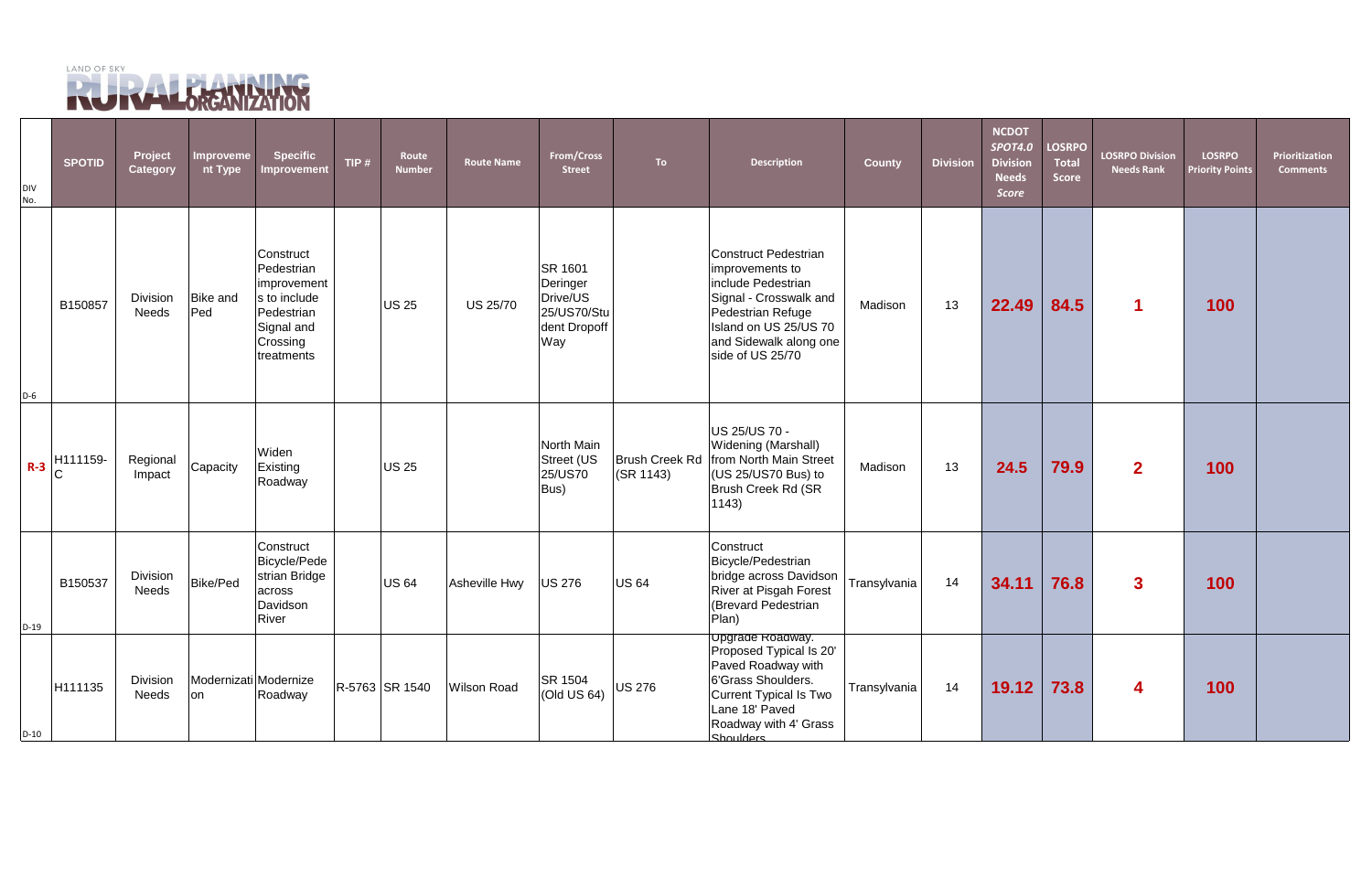LAND OF SKY RURAL PLANNING ORGANIZATION

| DIV No. | SPOTID | Project Category | Improvement Type | Specific Improvement | TIP # | Route Number | Route Name | From/Cross Street | To | Description | County | Division | NCDOT *SPOT4.0* Division Needs *Score* | LOSRPO Total Score | LOSRPO Division Needs Rank | LOSRPO Priority Points | Prioritization Comments |
|---|---|---|---|---|---|---|---|---|---|---|---|---|---|---|---|---|---|
| D-6 | B150857 | Division Needs | Bike and Ped | Construct Pedestrian improvements to include Pedestrian Signal and Crossing treatments | | US 25 | US 25/70 | SR 1601 Deringer Drive/US 25/US70/Student Dropoff Way | | Construct Pedestrian improvements to include Pedestrian Signal - Crosswalk and Pedestrian Refuge Island on US 25/US 70 and Sidewalk along one side of US 25/70 | Madison | 13 | 22.49 | 84.5 | 1 | 100 | |
| R-3 | H111159-C | Regional Impact | Capacity | Widen Existing Roadway | | US 25 | | North Main Street (US 25/US70 Bus) | Brush Creek Rd (SR 1143) | US 25/US 70 - Widening (Marshall) from North Main Street (US 25/US70 Bus) to Brush Creek Rd (SR 1143) | Madison | 13 | 24.5 | 79.9 | 2 | 100 | |
| D-19 | B150537 | Division Needs | Bike/Ped | Construct Bicycle/Pedestrian Bridge across Davidson River | | US 64 | Asheville Hwy | US 276 | US 64 | Construct Bicycle/Pedestrian bridge across Davidson River at Pisgah Forest (Brevard Pedestrian Plan) | Transylvania | 14 | 34.11 | 76.8 | 3 | 100 | |
| D-10 | H111135 | Division Needs | Modernization | Modernize Roadway | R-5763 | SR 1540 | Wilson Road | SR 1504 (Old US 64) | US 276 | Upgrade Roadway. Proposed Typical Is 20' Paved Roadway with 6'Grass Shoulders. Current Typical Is Two Lane 18' Paved Roadway with 4' Grass Shoulders | Transylvania | 14 | 19.12 | 73.8 | 4 | 100 | |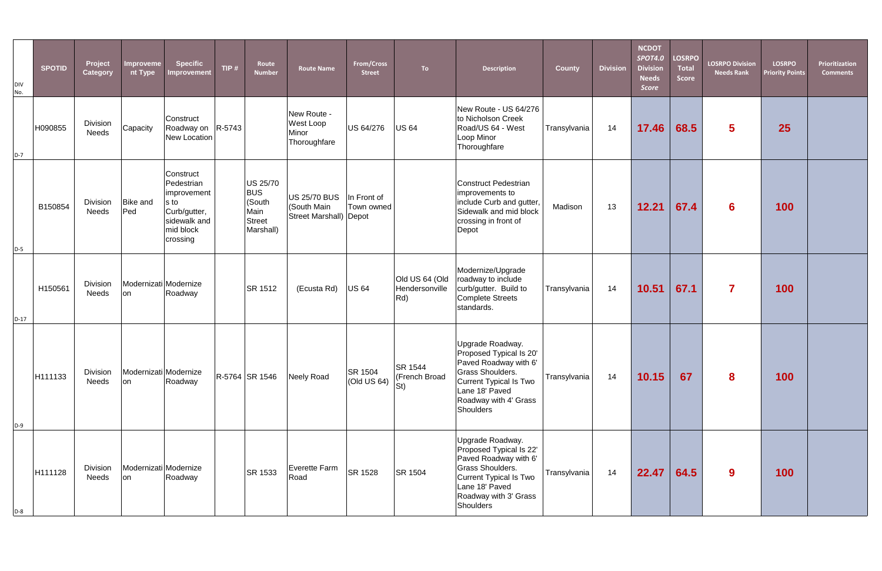| DIV No. | SPOTID | Project Category | Improvement Type | Specific Improvement | TIP # | Route Number | Route Name | From/Cross Street | To | Description | County | Division | NCDOT *SPOT4.0* Division Needs *Score* | LOSRPO Total Score | LOSRPO Division Needs Rank | LOSRPO Priority Points | Prioritization Comments |
|---|---|---|---|---|---|---|---|---|---|---|---|---|---|---|---|---|---|
| D-7 | H090855 | Division Needs | Capacity | Construct Roadway on New Location | R-5743 | | New Route - West Loop Minor Thoroughfare | US 64/276 | US 64 | New Route - US 64/276 to Nicholson Creek Road/US 64 - West Loop Minor Thoroughfare | Transylvania | 14 | 17.46 | 68.5 | 5 | 25 | |
| D-5 | B150854 | Division Needs | Bike and Ped | Construct Pedestrian improvements to Curb/gutter, sidewalk and mid block crossing | | US 25/70 BUS (South Main Street Marshall) | US 25/70 BUS (South Main Street Marshall) | In Front of Town owned Depot | | Construct Pedestrian improvements to include Curb and gutter, Sidewalk and mid block crossing in front of Depot | Madison | 13 | 12.21 | 67.4 | 6 | 100 | |
| D-17 | H150561 | Division Needs | Modernization | Modernize Roadway | | SR 1512 | (Ecusta Rd) | US 64 | Old US 64 (Old Hendersonville Rd) | Modernize/Upgrade roadway to include curb/gutter. Build to Complete Streets standards. | Transylvania | 14 | 10.51 | 67.1 | 7 | 100 | |
| D-9 | H111133 | Division Needs | Modernization | Modernize Roadway | R-5764 | SR 1546 | Neely Road | SR 1504 (Old US 64) | SR 1544 (French Broad St) | Upgrade Roadway. Proposed Typical Is 20' Paved Roadway with 6' Grass Shoulders. Current Typical Is Two Lane 18' Paved Roadway with 4' Grass Shoulders | Transylvania | 14 | 10.15 | 67 | 8 | 100 | |
| D-8 | H111128 | Division Needs | Modernization | Modernize Roadway | | SR 1533 | Everette Farm Road | SR 1528 | SR 1504 | Upgrade Roadway. Proposed Typical Is 22' Paved Roadway with 6' Grass Shoulders. Current Typical Is Two Lane 18' Paved Roadway with 3' Grass Shoulders | Transylvania | 14 | 22.47 | 64.5 | 9 | 100 | |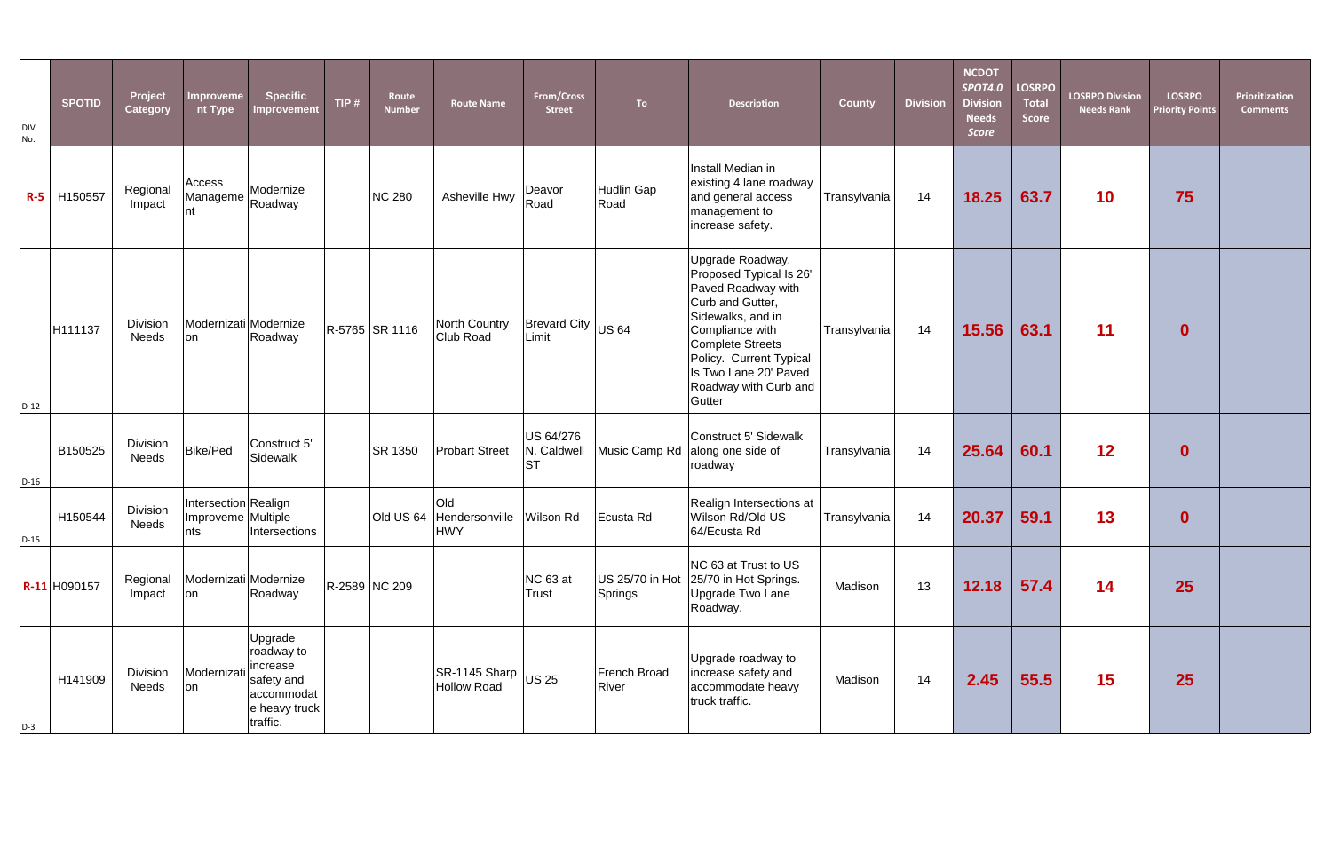| DIV No. | SPOTID | Project Category | Improvement Type | Specific Improvement | TIP # | Route Number | Route Name | From/Cross Street | To | Description | County | Division | NCDOT *SPOT4.0* Division Needs *Score* | LOSRPO Total Score | LOSRPO Division Needs Rank | LOSRPO Priority Points | Prioritization Comments |
|---|---|---|---|---|---|---|---|---|---|---|---|---|---|---|---|---|---|
| R-5 | H150557 | Regional Impact | Access Management | Modernize Roadway | | NC 280 | Asheville Hwy | Deavor Road | Hudlin Gap Road | Install Median in existing 4 lane roadway and general access management to increase safety. | Transylvania | 14 | 18.25 | 63.7 | 10 | 75 | |
| D-12 | H111137 | Division Needs | Modernization | Modernize Roadway | R-5765 | SR 1116 | North Country Club Road | Brevard City Limit | US 64 | Upgrade Roadway. Proposed Typical Is 26' Paved Roadway with Curb and Gutter, Sidewalks, and in Compliance with Complete Streets Policy. Current Typical Is Two Lane 20' Paved Roadway with Curb and Gutter | Transylvania | 14 | 15.56 | 63.1 | 11 | 0 | |
| D-16 | B150525 | Division Needs | Bike/Ped | Construct 5' Sidewalk | | SR 1350 | Probart Street | US 64/276 N. Caldwell ST | Music Camp Rd | Construct 5' Sidewalk along one side of roadway | Transylvania | 14 | 25.64 | 60.1 | 12 | 0 | |
| D-15 | H150544 | Division Needs | Intersection Improvements | Realign Multiple Intersections | | Old US 64 | Old Hendersonville HWY | Wilson Rd | Ecusta Rd | Realign Intersections at Wilson Rd/Old US 64/Ecusta Rd | Transylvania | 14 | 20.37 | 59.1 | 13 | 0 | |
| R-11 | H090157 | Regional Impact | Modernization | Modernize Roadway | R-2589 | NC 209 | | NC 63 at Trust | US 25/70 in Hot Springs | NC 63 at Trust to US 25/70 in Hot Springs. Upgrade Two Lane Roadway. | Madison | 13 | 12.18 | 57.4 | 14 | 25 | |
| D-3 | H141909 | Division Needs | Modernization | Upgrade roadway to increase safety and accommodate heavy truck traffic. | | | SR-1145 Sharp Hollow Road | US 25 | French Broad River | Upgrade roadway to increase safety and accommodate heavy truck traffic. | Madison | 14 | 2.45 | 55.5 | 15 | 25 | |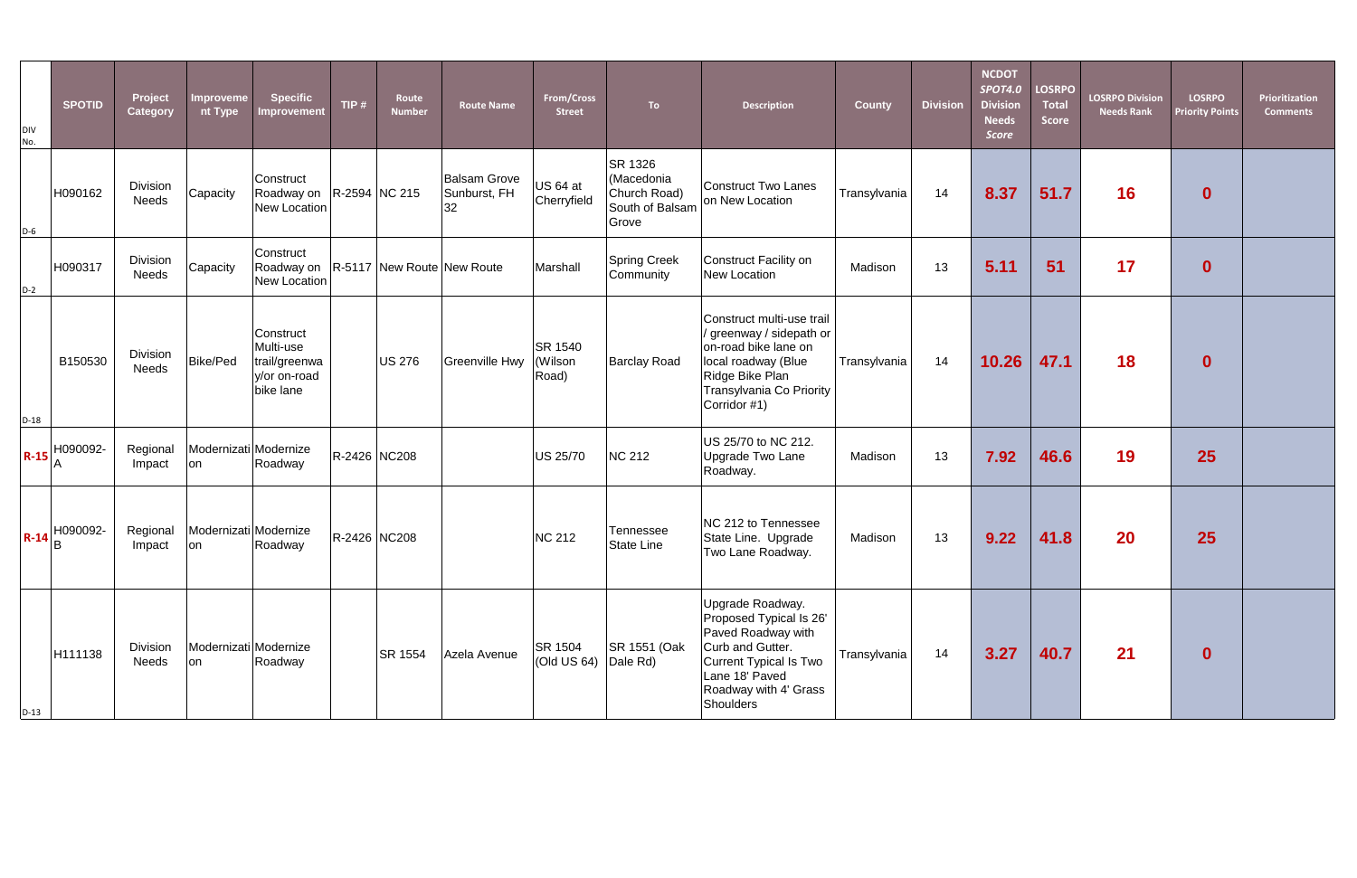| DIV No. | SPOTID | Project Category | Improvement Type | Specific Improvement | TIP # | Route Number | Route Name | From/Cross Street | To | Description | County | Division | NCDOT *SPOT4.0* Division Needs *Score* | LOSRPO Total Score | LOSRPO Division Needs Rank | LOSRPO Priority Points | Prioritization Comments |
|---|---|---|---|---|---|---|---|---|---|---|---|---|---|---|---|---|---|
| D-6 | H090162 | Division Needs | Capacity | Construct Roadway on New Location | R-2594 | NC 215 | Balsam Grove Sunburst, FH 32 | US 64 at Cherryfield | SR 1326 (Macedonia Church Road) South of Balsam Grove | Construct Two Lanes on New Location | Transylvania | 14 | 8.37 | 51.7 | 16 | 0 | |
| D-2 | H090317 | Division Needs | Capacity | Construct Roadway on New Location | R-5117 | New Route | New Route | Marshall | Spring Creek Community | Construct Facility on New Location | Madison | 13 | 5.11 | 51 | 17 | 0 | |
| D-18 | B150530 | Division Needs | Bike/Ped | Construct Multi-use trail/greenway/or on-road bike lane | | US 276 | Greenville Hwy | SR 1540 (Wilson Road) | Barclay Road | Construct multi-use trail / greenway / sidepath or on-road bike lane on local roadway (Blue Ridge Bike Plan Transylvania Co Priority Corridor #1) | Transylvania | 14 | 10.26 | 47.1 | 18 | 0 | |
| R-15 | H090092-A | Regional Impact | Modernization | Modernize Roadway | R-2426 | NC208 | | US 25/70 | NC 212 | US 25/70 to NC 212. Upgrade Two Lane Roadway. | Madison | 13 | 7.92 | 46.6 | 19 | 25 | |
| R-14 | H090092-B | Regional Impact | Modernization | Modernize Roadway | R-2426 | NC208 | | NC 212 | Tennessee State Line | NC 212 to Tennessee State Line. Upgrade Two Lane Roadway. | Madison | 13 | 9.22 | 41.8 | 20 | 25 | |
| D-13 | H111138 | Division Needs | Modernization | Modernize Roadway | | SR 1554 | Azela Avenue | SR 1504 (Old US 64) | SR 1551 (Oak Dale Rd) | Upgrade Roadway. Proposed Typical Is 26' Paved Roadway with Curb and Gutter. Current Typical Is Two Lane 18' Paved Roadway with 4' Grass Shoulders | Transylvania | 14 | 3.27 | 40.7 | 21 | 0 | |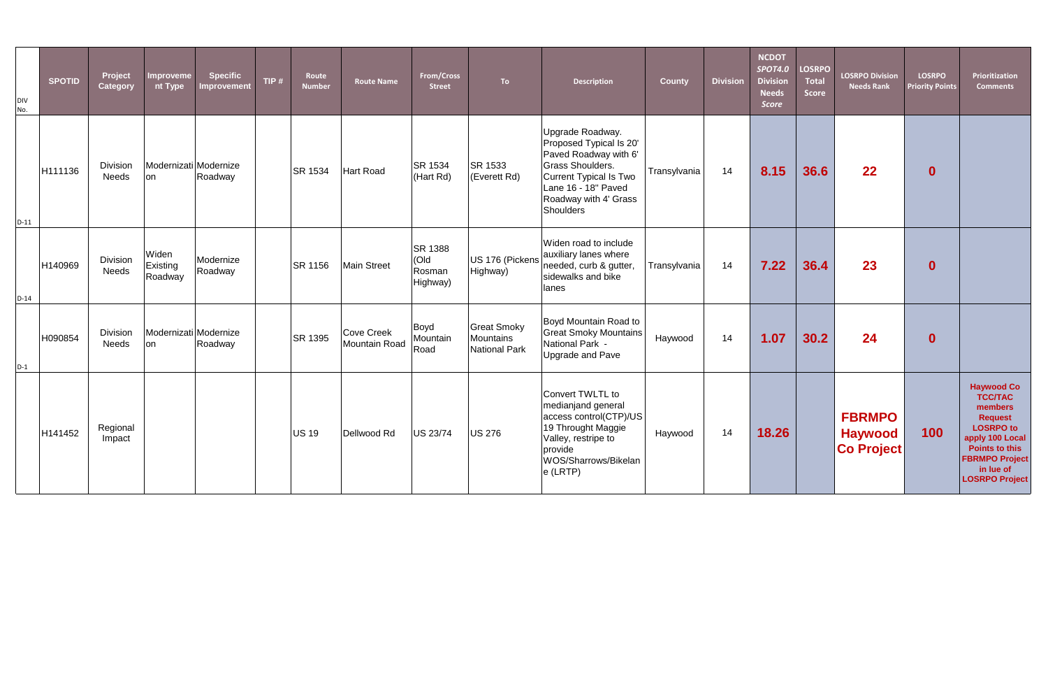| DIV No. | SPOTID | Project Category | Improvement Type | Specific Improvement | TIP # | Route Number | Route Name | From/Cross Street | To | Description | County | Division | NCDOT *SPOT4.0* Division Needs *Score* | LOSRPO Total Score | LOSRPO Division Needs Rank | LOSRPO Priority Points | Prioritization Comments |
|---|---|---|---|---|---|---|---|---|---|---|---|---|---|---|---|---|---|
| D-11 | H111136 | Division Needs | Modernization | Modernize Roadway | | SR 1534 | Hart Road | SR 1534 (Hart Rd) | SR 1533 (Everett Rd) | Upgrade Roadway. Proposed Typical Is 20' Paved Roadway with 6' Grass Shoulders. Current Typical Is Two Lane 16 - 18" Paved Roadway with 4' Grass Shoulders | Transylvania | 14 | **8.15** | **36.6** | **22** | **0** | |
| D-14 | H140969 | Division Needs | Widen Existing Roadway | Modernize Roadway | | SR 1156 | Main Street | SR 1388 (Old Rosman Highway) | US 176 (Pickens Highway) | Widen road to include auxiliary lanes where needed, curb & gutter, sidewalks and bike lanes | Transylvania | 14 | **7.22** | **36.4** | **23** | **0** | |
| D-1 | H090854 | Division Needs | Modernization | Modernize Roadway | | SR 1395 | Cove Creek Mountain Road | Boyd Mountain Road | Great Smoky Mountains National Park | Boyd Mountain Road to Great Smoky Mountains National Park - Upgrade and Pave | Haywood | 14 | **1.07** | **30.2** | **24** | **0** | |
| | H141452 | Regional Impact | | | | US 19 | Dellwood Rd | US 23/74 | US 276 | Convert TWLTL to medianjand general access control(CTP)/US 19 Throught Maggie Valley, restripe to provide WOS/Sharrows/Bikelane (LRTP) | Haywood | 14 | **18.26** | | **FBRMPO Haywood Co Project** | **100** | **Haywood Co TCC/TAC members Request LOSRPO to apply 100 Local Points to this FBRMPO Project in lue of LOSRPO Project** |